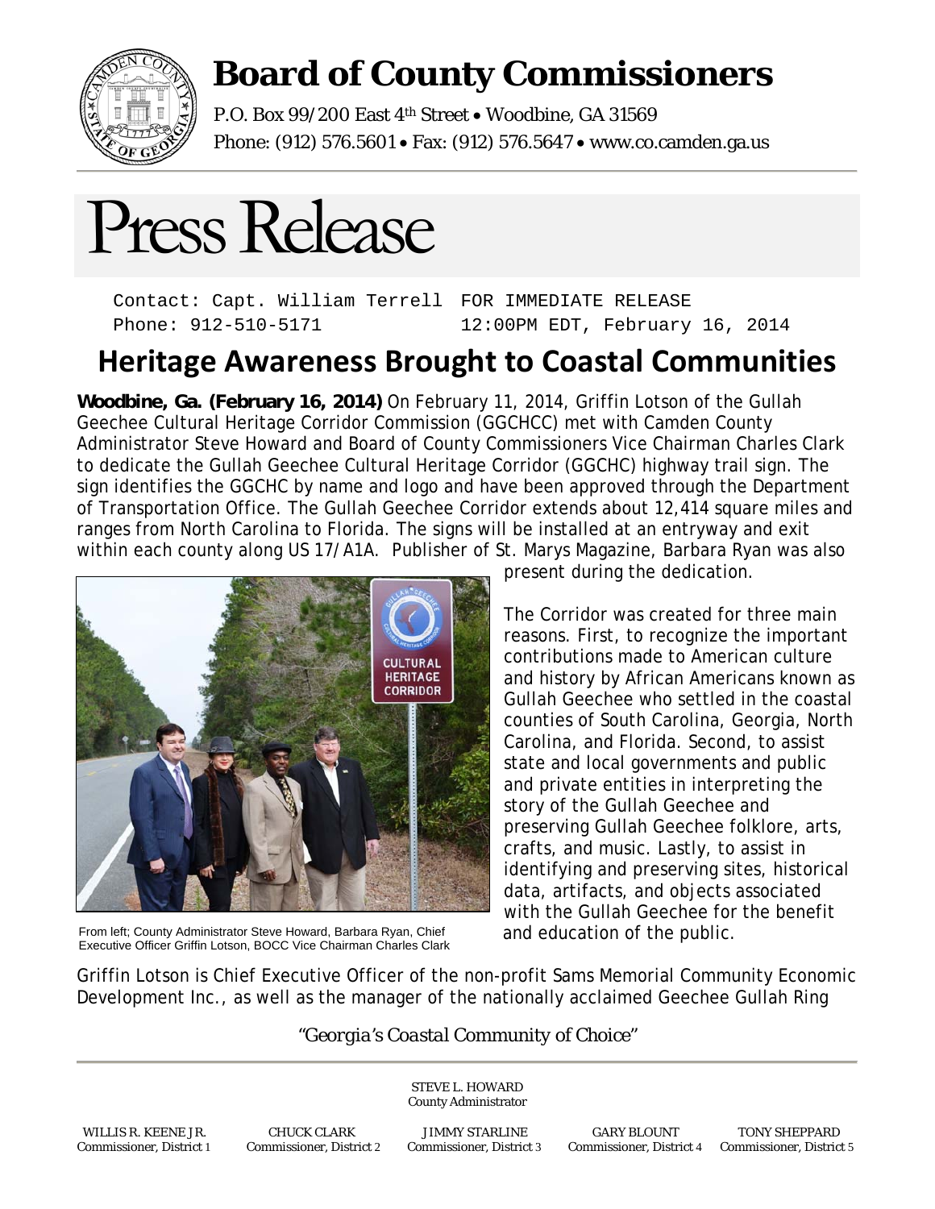# Board of County Commissioners

P.O. Box 99/200 East 4th Street • Woodbine, GA 31569
Phone: (912) 576.5601 • Fax: (912) 576.5647 • www.co.camden.ga.us

# Press Release

Contact: Capt. William Terrell  
Phone: 912-510-5171

FOR IMMEDIATE RELEASE  
12:00PM EDT, February 16, 2014

## Heritage Awareness Brought to Coastal Communities

**Woodbine, Ga. (February 16, 2014)** On February 11, 2014, Griffin Lotson of the Gullah Geechee Cultural Heritage Corridor Commission (GGCHCC) met with Camden County Administrator Steve Howard and Board of County Commissioners Vice Chairman Charles Clark to dedicate the Gullah Geechee Cultural Heritage Corridor (GGCHC) highway trail sign. The sign identifies the GGCHC by name and logo and have been approved through the Department of Transportation Office. The Gullah Geechee Corridor extends about 12,414 square miles and ranges from North Carolina to Florida. The signs will be installed at an entryway and exit within each county along US 17/A1A. Publisher of St. Marys Magazine, Barbara Ryan was also present during the dedication.

From left; County Administrator Steve Howard, Barbara Ryan, Chief Executive Officer Griffin Lotson, BOCC Vice Chairman Charles Clark

The Corridor was created for three main reasons. First, to recognize the important contributions made to American culture and history by African Americans known as Gullah Geechee who settled in the coastal counties of South Carolina, Georgia, North Carolina, and Florida. Second, to assist state and local governments and public and private entities in interpreting the story of the Gullah Geechee and preserving Gullah Geechee folklore, arts, crafts, and music. Lastly, to assist in identifying and preserving sites, historical data, artifacts, and objects associated with the Gullah Geechee for the benefit and education of the public.

Griffin Lotson is Chief Executive Officer of the non-profit Sams Memorial Community Economic Development Inc., as well as the manager of the nationally acclaimed Geechee Gullah Ring

*"Georgia's Coastal Community of Choice"*

STEVE L. HOWARD  
County Administrator

| WILLIS R. KEENE JR. | CHUCK CLARK | JIMMY STARLINE | GARY BLOUNT | TONY SHEPPARD |
|---|---|---|---|---|
| Commissioner, District 1 | Commissioner, District 2 | Commissioner, District 3 | Commissioner, District 4 | Commissioner, District 5 |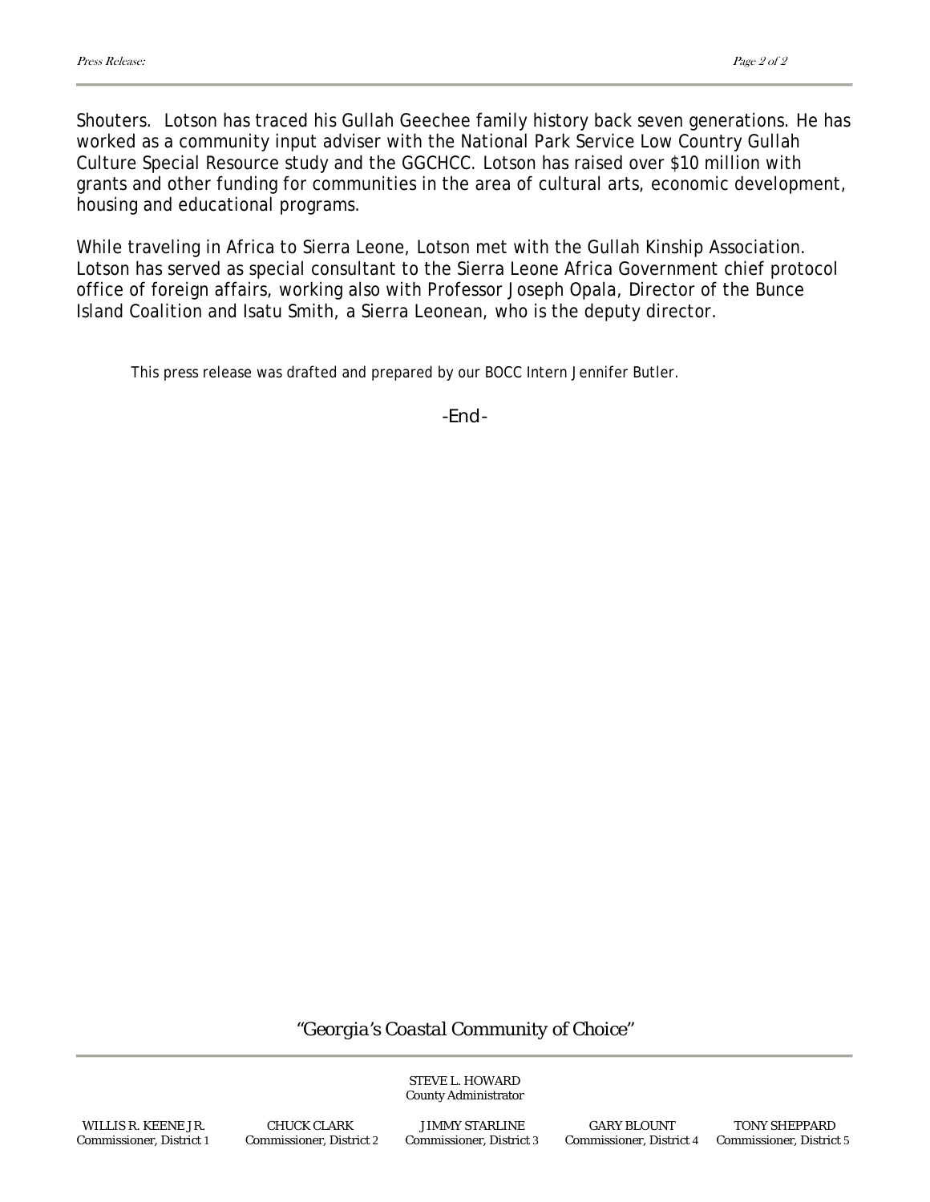Shouters. Lotson has traced his Gullah Geechee family history back seven generations. He has worked as a community input adviser with the National Park Service Low Country Gullah Culture Special Resource study and the GGCHCC. Lotson has raised over $10 million with grants and other funding for communities in the area of cultural arts, economic development, housing and educational programs.

While traveling in Africa to Sierra Leone, Lotson met with the Gullah Kinship Association. Lotson has served as special consultant to the Sierra Leone Africa Government chief protocol office of foreign affairs, working also with Professor Joseph Opala, Director of the Bunce Island Coalition and Isatu Smith, a Sierra Leonean, who is the deputy director.

This press release was drafted and prepared by our BOCC Intern Jennifer Butler.

-End-

"Georgia's Coastal Community of Choice"

STEVE L. HOWARD
County Administrator

WILLIS R. KEENE JR., Commissioner, District 1
CHUCK CLARK, Commissioner, District 2
JIMMY STARLINE, Commissioner, District 3
GARY BLOUNT, Commissioner, District 4
TONY SHEPPARD, Commissioner, District 5